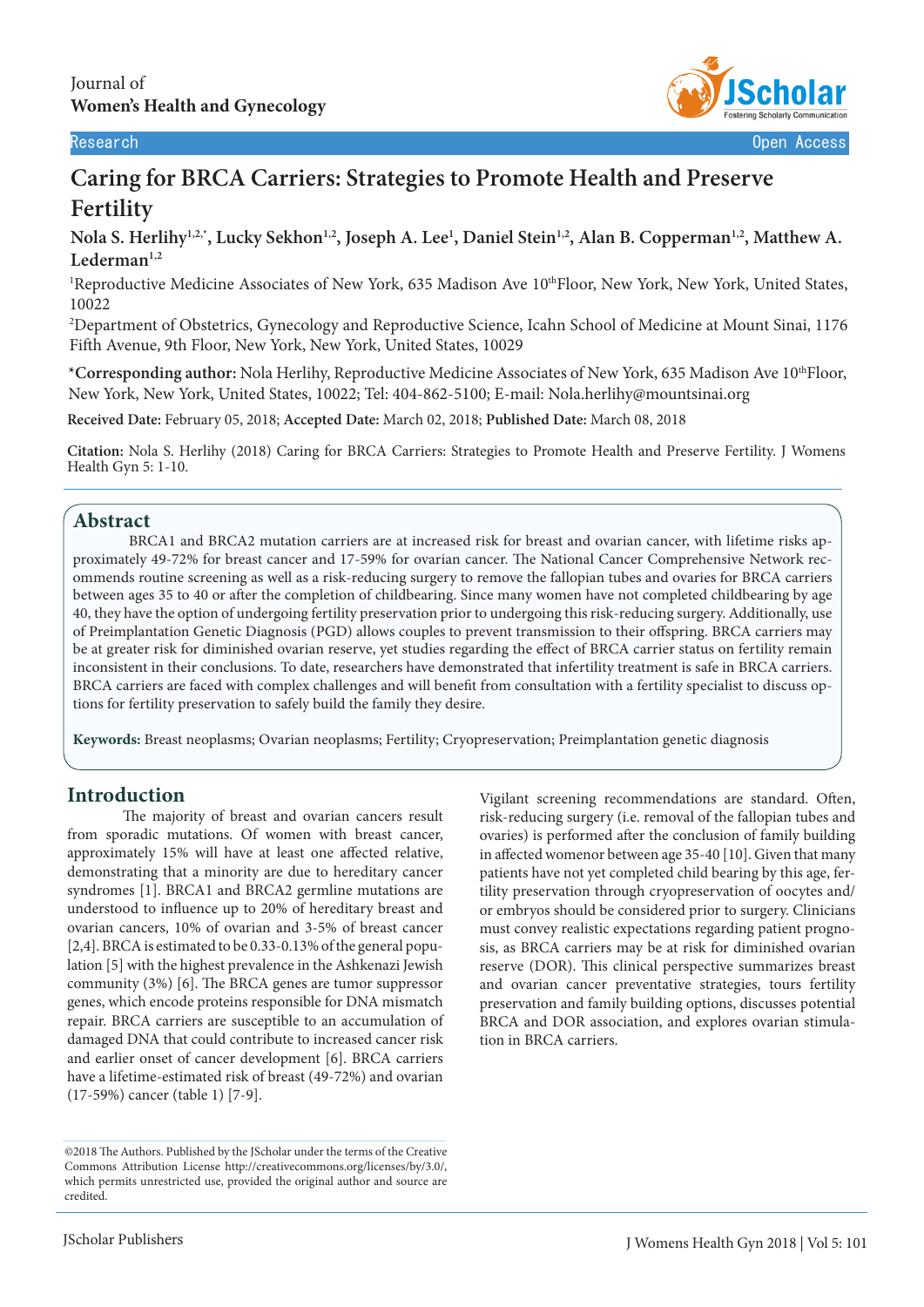Journal of
**Women's Health and Gynecology**

Research | Open Access

# Caring for BRCA Carriers: Strategies to Promote Health and Preserve Fertility

**Nola S. Herlihy[1,2,*], Lucky Sekhon[1,2], Joseph A. Lee[1], Daniel Stein[1,2], Alan B. Copperman[1,2], Matthew A. Lederman[1,2]**

[1]Reproductive Medicine Associates of New York, 635 Madison Ave 10thFloor, New York, New York, United States, 10022

[2]Department of Obstetrics, Gynecology and Reproductive Science, Icahn School of Medicine at Mount Sinai, 1176 Fifth Avenue, 9th Floor, New York, New York, United States, 10029

***Corresponding author:** Nola Herlihy, Reproductive Medicine Associates of New York, 635 Madison Ave 10thFloor, New York, New York, United States, 10022; Tel: 404-862-5100; E-mail: Nola.herlihy@mountsinai.org

**Received Date:** February 05, 2018; **Accepted Date:** March 02, 2018; **Published Date:** March 08, 2018

**Citation:** Nola S. Herlihy (2018) Caring for BRCA Carriers: Strategies to Promote Health and Preserve Fertility. J Womens Health Gyn 5: 1-10.

## Abstract

BRCA1 and BRCA2 mutation carriers are at increased risk for breast and ovarian cancer, with lifetime risks approximately 49-72% for breast cancer and 17-59% for ovarian cancer. The National Cancer Comprehensive Network recommends routine screening as well as a risk-reducing surgery to remove the fallopian tubes and ovaries for BRCA carriers between ages 35 to 40 or after the completion of childbearing. Since many women have not completed childbearing by age 40, they have the option of undergoing fertility preservation prior to undergoing this risk-reducing surgery. Additionally, use of Preimplantation Genetic Diagnosis (PGD) allows couples to prevent transmission to their offspring. BRCA carriers may be at greater risk for diminished ovarian reserve, yet studies regarding the effect of BRCA carrier status on fertility remain inconsistent in their conclusions. To date, researchers have demonstrated that infertility treatment is safe in BRCA carriers. BRCA carriers are faced with complex challenges and will benefit from consultation with a fertility specialist to discuss options for fertility preservation to safely build the family they desire.

**Keywords:** Breast neoplasms; Ovarian neoplasms; Fertility; Cryopreservation; Preimplantation genetic diagnosis

## Introduction

The majority of breast and ovarian cancers result from sporadic mutations. Of women with breast cancer, approximately 15% will have at least one affected relative, demonstrating that a minority are due to hereditary cancer syndromes [1]. BRCA1 and BRCA2 germline mutations are understood to influence up to 20% of hereditary breast and ovarian cancers, 10% of ovarian and 3-5% of breast cancer [2,4]. BRCA is estimated to be 0.33-0.13% of the general population [5] with the highest prevalence in the Ashkenazi Jewish community (3%) [6]. The BRCA genes are tumor suppressor genes, which encode proteins responsible for DNA mismatch repair. BRCA carriers are susceptible to an accumulation of damaged DNA that could contribute to increased cancer risk and earlier onset of cancer development [6]. BRCA carriers have a lifetime-estimated risk of breast (49-72%) and ovarian (17-59%) cancer (table 1) [7-9].

Vigilant screening recommendations are standard. Often, risk-reducing surgery (i.e. removal of the fallopian tubes and ovaries) is performed after the conclusion of family building in affected womenor between age 35-40 [10]. Given that many patients have not yet completed child bearing by this age, fertility preservation through cryopreservation of oocytes and/or embryos should be considered prior to surgery. Clinicians must convey realistic expectations regarding patient prognosis, as BRCA carriers may be at risk for diminished ovarian reserve (DOR). This clinical perspective summarizes breast and ovarian cancer preventative strategies, tours fertility preservation and family building options, discusses potential BRCA and DOR association, and explores ovarian stimulation in BRCA carriers.

©2018 The Authors. Published by the JScholar under the terms of the Creative Commons Attribution License http://creativecommons.org/licenses/by/3.0/, which permits unrestricted use, provided the original author and source are credited.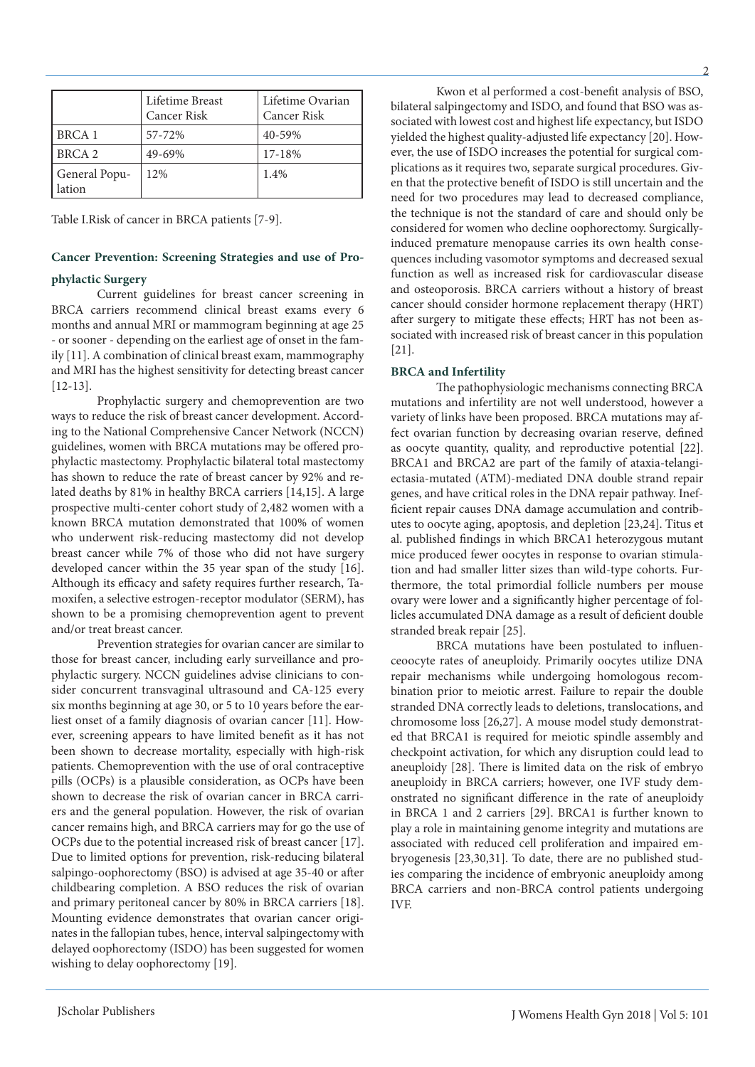|  | Lifetime Breast Cancer Risk | Lifetime Ovarian Cancer Risk |
|---|---|---|
| BRCA 1 | 57-72% | 40-59% |
| BRCA 2 | 49-69% | 17-18% |
| General Population | 12% | 1.4% |

Table I.Risk of cancer in BRCA patients [7-9].

## Cancer Prevention: Screening Strategies and use of Prophylactic Surgery

Current guidelines for breast cancer screening in BRCA carriers recommend clinical breast exams every 6 months and annual MRI or mammogram beginning at age 25 - or sooner - depending on the earliest age of onset in the family [11]. A combination of clinical breast exam, mammography and MRI has the highest sensitivity for detecting breast cancer [12-13].

Prophylactic surgery and chemoprevention are two ways to reduce the risk of breast cancer development. According to the National Comprehensive Cancer Network (NCCN) guidelines, women with BRCA mutations may be offered prophylactic mastectomy. Prophylactic bilateral total mastectomy has shown to reduce the rate of breast cancer by 92% and related deaths by 81% in healthy BRCA carriers [14,15]. A large prospective multi-center cohort study of 2,482 women with a known BRCA mutation demonstrated that 100% of women who underwent risk-reducing mastectomy did not develop breast cancer while 7% of those who did not have surgery developed cancer within the 35 year span of the study [16]. Although its efficacy and safety requires further research, Tamoxifen, a selective estrogen-receptor modulator (SERM), has shown to be a promising chemoprevention agent to prevent and/or treat breast cancer.

Prevention strategies for ovarian cancer are similar to those for breast cancer, including early surveillance and prophylactic surgery. NCCN guidelines advise clinicians to consider concurrent transvaginal ultrasound and CA-125 every six months beginning at age 30, or 5 to 10 years before the earliest onset of a family diagnosis of ovarian cancer [11]. However, screening appears to have limited benefit as it has not been shown to decrease mortality, especially with high-risk patients. Chemoprevention with the use of oral contraceptive pills (OCPs) is a plausible consideration, as OCPs have been shown to decrease the risk of ovarian cancer in BRCA carriers and the general population. However, the risk of ovarian cancer remains high, and BRCA carriers may for go the use of OCPs due to the potential increased risk of breast cancer [17]. Due to limited options for prevention, risk-reducing bilateral salpingo-oophorectomy (BSO) is advised at age 35-40 or after childbearing completion. A BSO reduces the risk of ovarian and primary peritoneal cancer by 80% in BRCA carriers [18]. Mounting evidence demonstrates that ovarian cancer originates in the fallopian tubes, hence, interval salpingectomy with delayed oophorectomy (ISDO) has been suggested for women wishing to delay oophorectomy [19].

Kwon et al performed a cost-benefit analysis of BSO, bilateral salpingectomy and ISDO, and found that BSO was associated with lowest cost and highest life expectancy, but ISDO yielded the highest quality-adjusted life expectancy [20]. However, the use of ISDO increases the potential for surgical complications as it requires two, separate surgical procedures. Given that the protective benefit of ISDO is still uncertain and the need for two procedures may lead to decreased compliance, the technique is not the standard of care and should only be considered for women who decline oophorectomy. Surgically-induced premature menopause carries its own health consequences including vasomotor symptoms and decreased sexual function as well as increased risk for cardiovascular disease and osteoporosis. BRCA carriers without a history of breast cancer should consider hormone replacement therapy (HRT) after surgery to mitigate these effects; HRT has not been associated with increased risk of breast cancer in this population [21].

## BRCA and Infertility

The pathophysiologic mechanisms connecting BRCA mutations and infertility are not well understood, however a variety of links have been proposed. BRCA mutations may affect ovarian function by decreasing ovarian reserve, defined as oocyte quantity, quality, and reproductive potential [22]. BRCA1 and BRCA2 are part of the family of ataxia-telangiectasia-mutated (ATM)-mediated DNA double strand repair genes, and have critical roles in the DNA repair pathway. Inefficient repair causes DNA damage accumulation and contributes to oocyte aging, apoptosis, and depletion [23,24]. Titus et al. published findings in which BRCA1 heterozygous mutant mice produced fewer oocytes in response to ovarian stimulation and had smaller litter sizes than wild-type cohorts. Furthermore, the total primordial follicle numbers per mouse ovary were lower and a significantly higher percentage of follicles accumulated DNA damage as a result of deficient double stranded break repair [25].

BRCA mutations have been postulated to influenceoocyte rates of aneuploidy. Primarily oocytes utilize DNA repair mechanisms while undergoing homologous recombination prior to meiotic arrest. Failure to repair the double stranded DNA correctly leads to deletions, translocations, and chromosome loss [26,27]. A mouse model study demonstrated that BRCA1 is required for meiotic spindle assembly and checkpoint activation, for which any disruption could lead to aneuploidy [28]. There is limited data on the risk of embryo aneuploidy in BRCA carriers; however, one IVF study demonstrated no significant difference in the rate of aneuploidy in BRCA 1 and 2 carriers [29]. BRCA1 is further known to play a role in maintaining genome integrity and mutations are associated with reduced cell proliferation and impaired embryogenesis [23,30,31]. To date, there are no published studies comparing the incidence of embryonic aneuploidy among BRCA carriers and non-BRCA control patients undergoing IVF.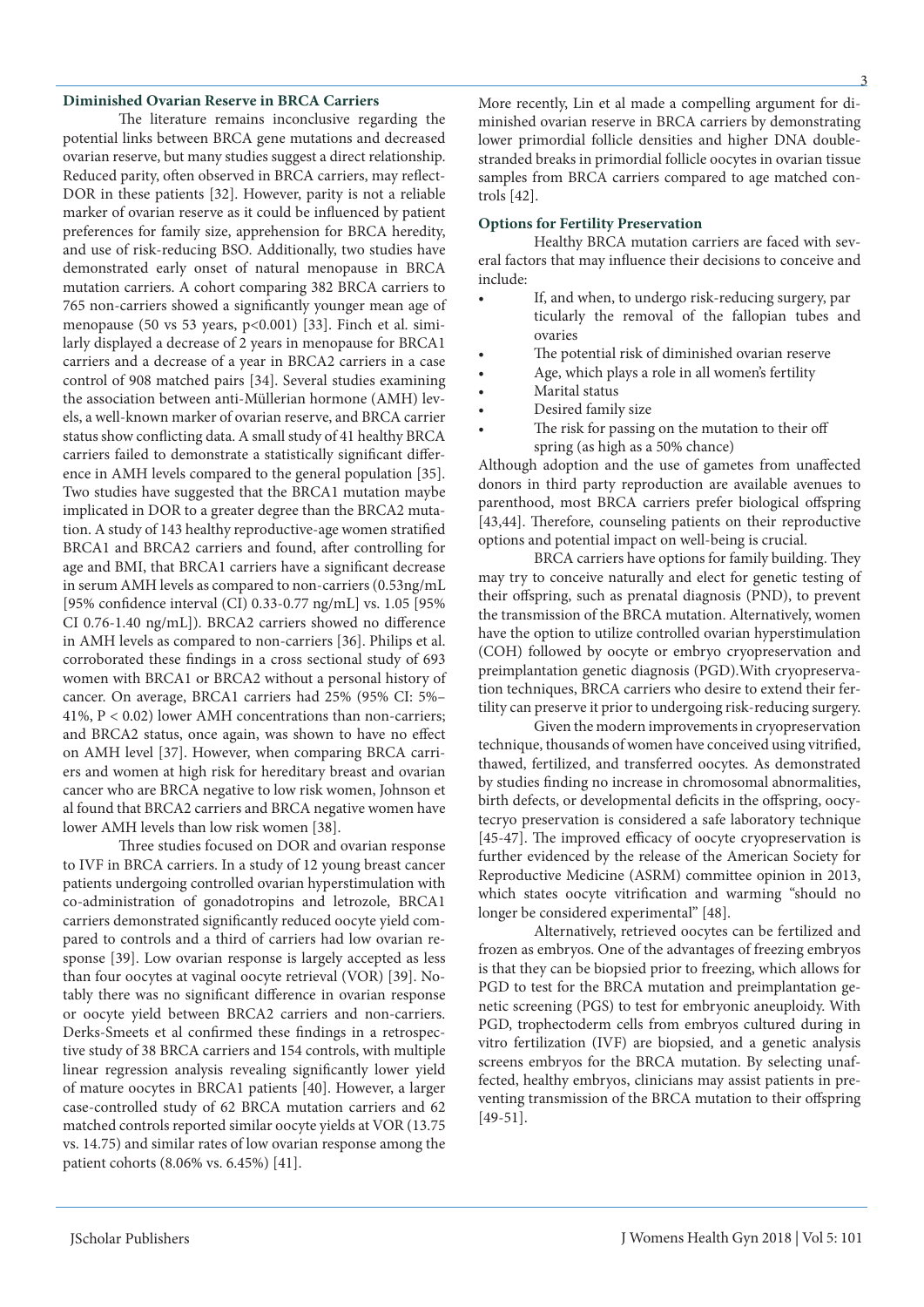### Diminished Ovarian Reserve in BRCA Carriers

The literature remains inconclusive regarding the potential links between BRCA gene mutations and decreased ovarian reserve, but many studies suggest a direct relationship. Reduced parity, often observed in BRCA carriers, may reflect-DOR in these patients [32]. However, parity is not a reliable marker of ovarian reserve as it could be influenced by patient preferences for family size, apprehension for BRCA heredity, and use of risk-reducing BSO. Additionally, two studies have demonstrated early onset of natural menopause in BRCA mutation carriers. A cohort comparing 382 BRCA carriers to 765 non-carriers showed a significantly younger mean age of menopause (50 vs 53 years, $p<0.001$) [33]. Finch et al. similarly displayed a decrease of 2 years in menopause for BRCA1 carriers and a decrease of a year in BRCA2 carriers in a case control of 908 matched pairs [34]. Several studies examining the association between anti-Müllerian hormone (AMH) levels, a well-known marker of ovarian reserve, and BRCA carrier status show conflicting data. A small study of 41 healthy BRCA carriers failed to demonstrate a statistically significant difference in AMH levels compared to the general population [35]. Two studies have suggested that the BRCA1 mutation maybe implicated in DOR to a greater degree than the BRCA2 mutation. A study of 143 healthy reproductive-age women stratified BRCA1 and BRCA2 carriers and found, after controlling for age and BMI, that BRCA1 carriers have a significant decrease in serum AMH levels as compared to non-carriers (0.53ng/mL [95% confidence interval (CI) 0.33-0.77 ng/mL] vs. 1.05 [95% CI 0.76-1.40 ng/mL]). BRCA2 carriers showed no difference in AMH levels as compared to non-carriers [36]. Philips et al. corroborated these findings in a cross sectional study of 693 women with BRCA1 or BRCA2 without a personal history of cancer. On average, BRCA1 carriers had 25% (95% CI: 5%–41%, $P < 0.02$) lower AMH concentrations than non-carriers; and BRCA2 status, once again, was shown to have no effect on AMH level [37]. However, when comparing BRCA carriers and women at high risk for hereditary breast and ovarian cancer who are BRCA negative to low risk women, Johnson et al found that BRCA2 carriers and BRCA negative women have lower AMH levels than low risk women [38].

Three studies focused on DOR and ovarian response to IVF in BRCA carriers. In a study of 12 young breast cancer patients undergoing controlled ovarian hyperstimulation with co-administration of gonadotropins and letrozole, BRCA1 carriers demonstrated significantly reduced oocyte yield compared to controls and a third of carriers had low ovarian response [39]. Low ovarian response is largely accepted as less than four oocytes at vaginal oocyte retrieval (VOR) [39]. Notably there was no significant difference in ovarian response or oocyte yield between BRCA2 carriers and non-carriers. Derks-Smeets et al confirmed these findings in a retrospective study of 38 BRCA carriers and 154 controls, with multiple linear regression analysis revealing significantly lower yield of mature oocytes in BRCA1 patients [40]. However, a larger case-controlled study of 62 BRCA mutation carriers and 62 matched controls reported similar oocyte yields at VOR (13.75 vs. 14.75) and similar rates of low ovarian response among the patient cohorts (8.06% vs. 6.45%) [41].

More recently, Lin et al made a compelling argument for diminished ovarian reserve in BRCA carriers by demonstrating lower primordial follicle densities and higher DNA double-stranded breaks in primordial follicle oocytes in ovarian tissue samples from BRCA carriers compared to age matched controls [42].

### Options for Fertility Preservation

Healthy BRCA mutation carriers are faced with several factors that may influence their decisions to conceive and include:

- If, and when, to undergo risk-reducing surgery, particularly the removal of the fallopian tubes and ovaries
- The potential risk of diminished ovarian reserve
- Age, which plays a role in all women's fertility
- Marital status
- Desired family size
- The risk for passing on the mutation to their offspring (as high as a 50% chance)

Although adoption and the use of gametes from unaffected donors in third party reproduction are available avenues to parenthood, most BRCA carriers prefer biological offspring [43,44]. Therefore, counseling patients on their reproductive options and potential impact on well-being is crucial.

BRCA carriers have options for family building. They may try to conceive naturally and elect for genetic testing of their offspring, such as prenatal diagnosis (PND), to prevent the transmission of the BRCA mutation. Alternatively, women have the option to utilize controlled ovarian hyperstimulation (COH) followed by oocyte or embryo cryopreservation and preimplantation genetic diagnosis (PGD).With cryopreservation techniques, BRCA carriers who desire to extend their fertility can preserve it prior to undergoing risk-reducing surgery.

Given the modern improvements in cryopreservation technique, thousands of women have conceived using vitrified, thawed, fertilized, and transferred oocytes. As demonstrated by studies finding no increase in chromosomal abnormalities, birth defects, or developmental deficits in the offspring, oocytecryo preservation is considered a safe laboratory technique [45-47]. The improved efficacy of oocyte cryopreservation is further evidenced by the release of the American Society for Reproductive Medicine (ASRM) committee opinion in 2013, which states oocyte vitrification and warming "should no longer be considered experimental" [48].

Alternatively, retrieved oocytes can be fertilized and frozen as embryos. One of the advantages of freezing embryos is that they can be biopsied prior to freezing, which allows for PGD to test for the BRCA mutation and preimplantation genetic screening (PGS) to test for embryonic aneuploidy. With PGD, trophectoderm cells from embryos cultured during in vitro fertilization (IVF) are biopsied, and a genetic analysis screens embryos for the BRCA mutation. By selecting unaffected, healthy embryos, clinicians may assist patients in preventing transmission of the BRCA mutation to their offspring [49-51].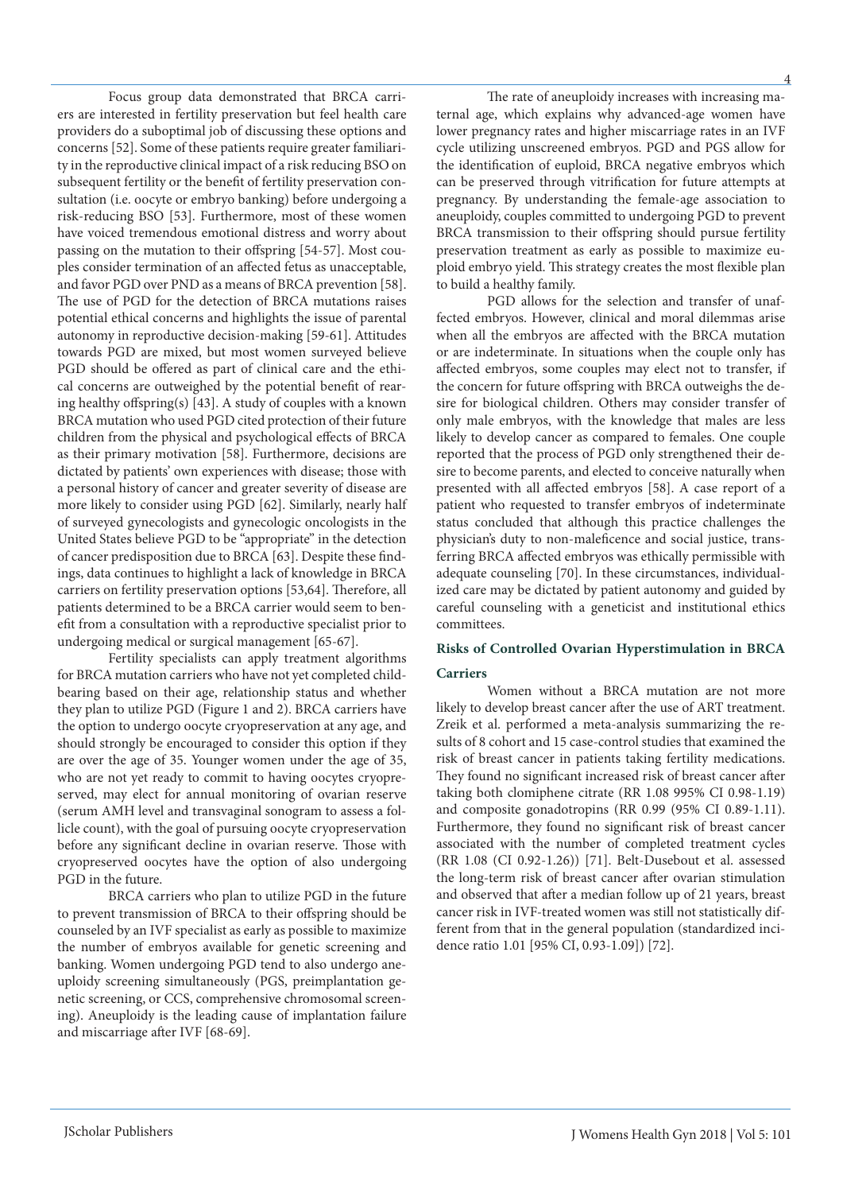Focus group data demonstrated that BRCA carriers are interested in fertility preservation but feel health care providers do a suboptimal job of discussing these options and concerns [52]. Some of these patients require greater familiarity in the reproductive clinical impact of a risk reducing BSO on subsequent fertility or the benefit of fertility preservation consultation (i.e. oocyte or embryo banking) before undergoing a risk-reducing BSO [53]. Furthermore, most of these women have voiced tremendous emotional distress and worry about passing on the mutation to their offspring [54-57]. Most couples consider termination of an affected fetus as unacceptable, and favor PGD over PND as a means of BRCA prevention [58]. The use of PGD for the detection of BRCA mutations raises potential ethical concerns and highlights the issue of parental autonomy in reproductive decision-making [59-61]. Attitudes towards PGD are mixed, but most women surveyed believe PGD should be offered as part of clinical care and the ethical concerns are outweighed by the potential benefit of rearing healthy offspring(s) [43]. A study of couples with a known BRCA mutation who used PGD cited protection of their future children from the physical and psychological effects of BRCA as their primary motivation [58]. Furthermore, decisions are dictated by patients' own experiences with disease; those with a personal history of cancer and greater severity of disease are more likely to consider using PGD [62]. Similarly, nearly half of surveyed gynecologists and gynecologic oncologists in the United States believe PGD to be "appropriate" in the detection of cancer predisposition due to BRCA [63]. Despite these findings, data continues to highlight a lack of knowledge in BRCA carriers on fertility preservation options [53,64]. Therefore, all patients determined to be a BRCA carrier would seem to benefit from a consultation with a reproductive specialist prior to undergoing medical or surgical management [65-67].

Fertility specialists can apply treatment algorithms for BRCA mutation carriers who have not yet completed childbearing based on their age, relationship status and whether they plan to utilize PGD (Figure 1 and 2). BRCA carriers have the option to undergo oocyte cryopreservation at any age, and should strongly be encouraged to consider this option if they are over the age of 35. Younger women under the age of 35, who are not yet ready to commit to having oocytes cryopreserved, may elect for annual monitoring of ovarian reserve (serum AMH level and transvaginal sonogram to assess a follicle count), with the goal of pursuing oocyte cryopreservation before any significant decline in ovarian reserve. Those with cryopreserved oocytes have the option of also undergoing PGD in the future.

BRCA carriers who plan to utilize PGD in the future to prevent transmission of BRCA to their offspring should be counseled by an IVF specialist as early as possible to maximize the number of embryos available for genetic screening and banking. Women undergoing PGD tend to also undergo aneuploidy screening simultaneously (PGS, preimplantation genetic screening, or CCS, comprehensive chromosomal screening). Aneuploidy is the leading cause of implantation failure and miscarriage after IVF [68-69].

The rate of aneuploidy increases with increasing maternal age, which explains why advanced-age women have lower pregnancy rates and higher miscarriage rates in an IVF cycle utilizing unscreened embryos. PGD and PGS allow for the identification of euploid, BRCA negative embryos which can be preserved through vitrification for future attempts at pregnancy. By understanding the female-age association to aneuploidy, couples committed to undergoing PGD to prevent BRCA transmission to their offspring should pursue fertility preservation treatment as early as possible to maximize euploid embryo yield. This strategy creates the most flexible plan to build a healthy family.

PGD allows for the selection and transfer of unaffected embryos. However, clinical and moral dilemmas arise when all the embryos are affected with the BRCA mutation or are indeterminate. In situations when the couple only has affected embryos, some couples may elect not to transfer, if the concern for future offspring with BRCA outweighs the desire for biological children. Others may consider transfer of only male embryos, with the knowledge that males are less likely to develop cancer as compared to females. One couple reported that the process of PGD only strengthened their desire to become parents, and elected to conceive naturally when presented with all affected embryos [58]. A case report of a patient who requested to transfer embryos of indeterminate status concluded that although this practice challenges the physician's duty to non-maleficence and social justice, transferring BRCA affected embryos was ethically permissible with adequate counseling [70]. In these circumstances, individualized care may be dictated by patient autonomy and guided by careful counseling with a geneticist and institutional ethics committees.

## Risks of Controlled Ovarian Hyperstimulation in BRCA Carriers

Women without a BRCA mutation are not more likely to develop breast cancer after the use of ART treatment. Zreik et al. performed a meta-analysis summarizing the results of 8 cohort and 15 case-control studies that examined the risk of breast cancer in patients taking fertility medications. They found no significant increased risk of breast cancer after taking both clomiphene citrate (RR 1.08 995% CI 0.98-1.19) and composite gonadotropins (RR 0.99 (95% CI 0.89-1.11). Furthermore, they found no significant risk of breast cancer associated with the number of completed treatment cycles (RR 1.08 (CI 0.92-1.26)) [71]. Belt-Dusebout et al. assessed the long-term risk of breast cancer after ovarian stimulation and observed that after a median follow up of 21 years, breast cancer risk in IVF-treated women was still not statistically different from that in the general population (standardized incidence ratio 1.01 [95% CI, 0.93-1.09]) [72].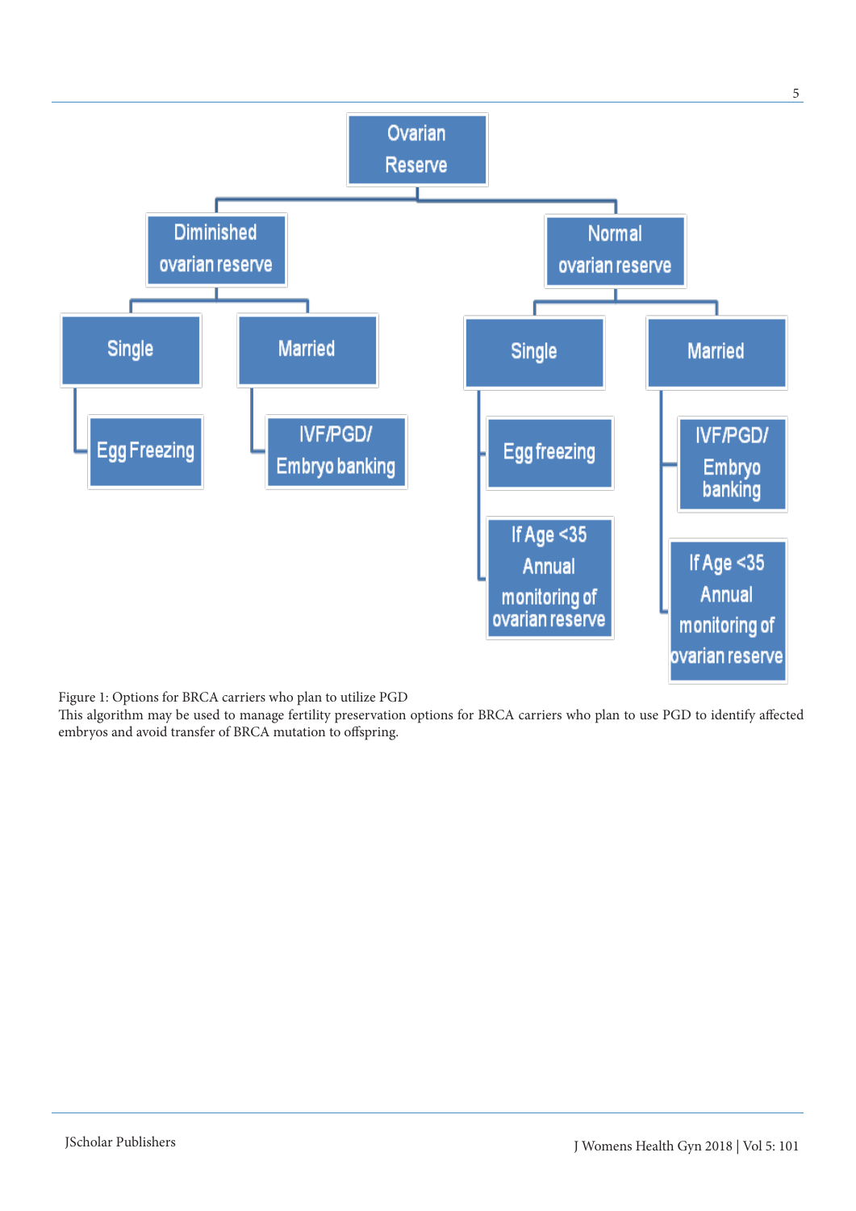Ovarian Reserve

- Diminished ovarian reserve
  - Single
    - Egg Freezing
  - Married
    - IVF/PGD/ Embryo banking
- Normal ovarian reserve
  - Single
    - Egg freezing
    - If Age <35 Annual monitoring of ovarian reserve
  - Married
    - IVF/PGD/ Embryo banking
    - If Age <35 Annual monitoring of ovarian reserve

Figure 1: Options for BRCA carriers who plan to utilize PGD

This algorithm may be used to manage fertility preservation options for BRCA carriers who plan to use PGD to identify affected embryos and avoid transfer of BRCA mutation to offspring.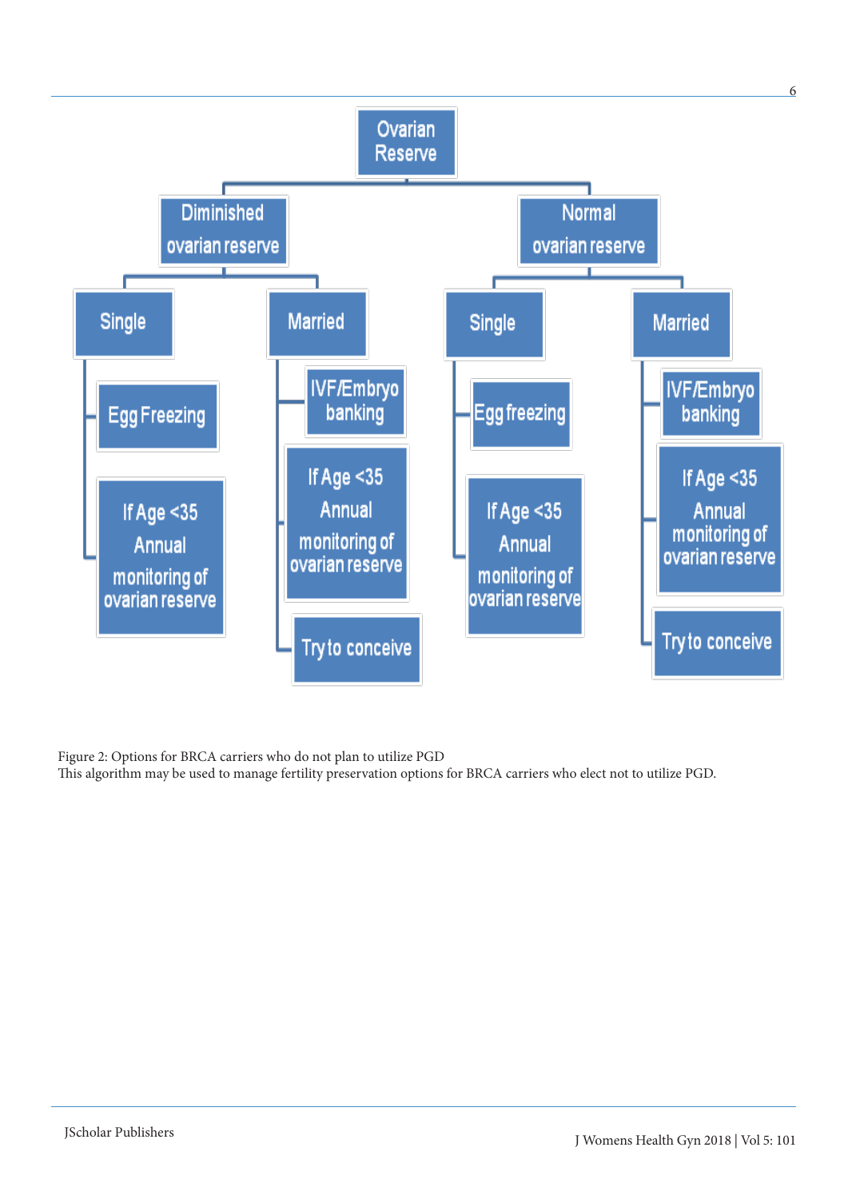- Ovarian Reserve
  - Diminished ovarian reserve
    - Single
      - Egg Freezing
      - If Age <35 Annual monitoring of ovarian reserve
    - Married
      - IVF/Embryo banking
      - If Age <35 Annual monitoring of ovarian reserve
      - Try to conceive
  - Normal ovarian reserve
    - Single
      - Egg freezing
      - If Age <35 Annual monitoring of ovarian reserve
    - Married
      - IVF/Embryo banking
      - If Age <35 Annual monitoring of ovarian reserve
      - Try to conceive

Figure 2: Options for BRCA carriers who do not plan to utilize PGD
This algorithm may be used to manage fertility preservation options for BRCA carriers who elect not to utilize PGD.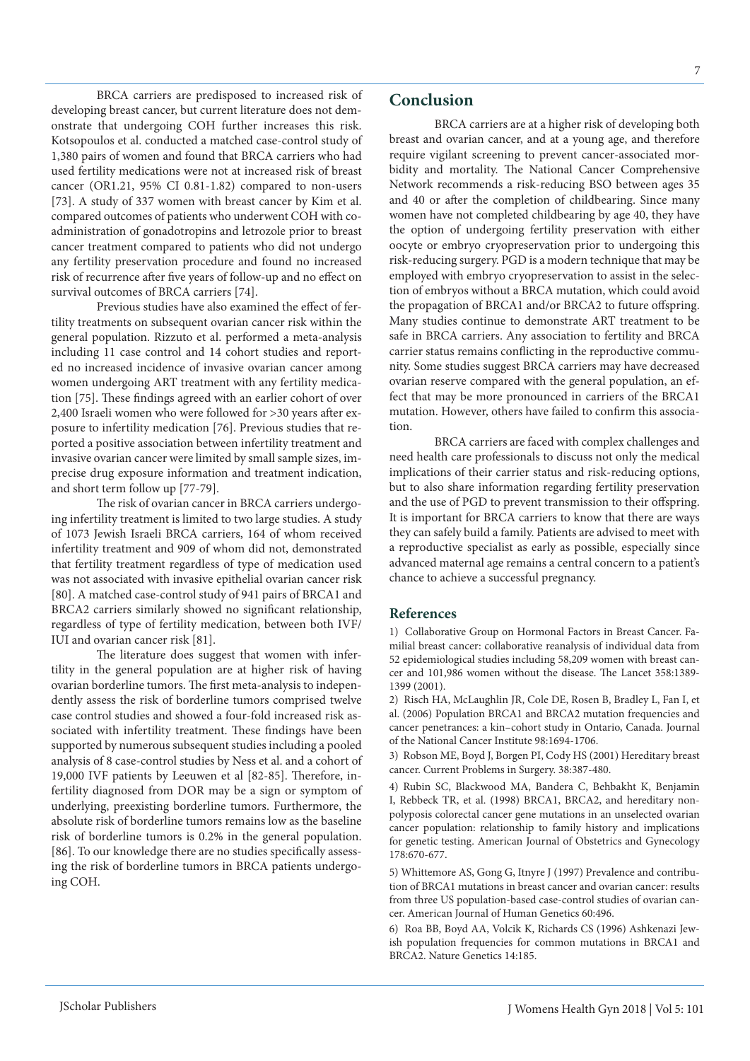BRCA carriers are predisposed to increased risk of developing breast cancer, but current literature does not demonstrate that undergoing COH further increases this risk. Kotsopoulos et al. conducted a matched case-control study of 1,380 pairs of women and found that BRCA carriers who had used fertility medications were not at increased risk of breast cancer (OR1.21, 95% CI 0.81-1.82) compared to non-users [73]. A study of 337 women with breast cancer by Kim et al. compared outcomes of patients who underwent COH with co-administration of gonadotropins and letrozole prior to breast cancer treatment compared to patients who did not undergo any fertility preservation procedure and found no increased risk of recurrence after five years of follow-up and no effect on survival outcomes of BRCA carriers [74].

Previous studies have also examined the effect of fertility treatments on subsequent ovarian cancer risk within the general population. Rizzuto et al. performed a meta-analysis including 11 case control and 14 cohort studies and reported no increased incidence of invasive ovarian cancer among women undergoing ART treatment with any fertility medication [75]. These findings agreed with an earlier cohort of over 2,400 Israeli women who were followed for >30 years after exposure to infertility medication [76]. Previous studies that reported a positive association between infertility treatment and invasive ovarian cancer were limited by small sample sizes, imprecise drug exposure information and treatment indication, and short term follow up [77-79].

The risk of ovarian cancer in BRCA carriers undergoing infertility treatment is limited to two large studies. A study of 1073 Jewish Israeli BRCA carriers, 164 of whom received infertility treatment and 909 of whom did not, demonstrated that fertility treatment regardless of type of medication used was not associated with invasive epithelial ovarian cancer risk [80]. A matched case-control study of 941 pairs of BRCA1 and BRCA2 carriers similarly showed no significant relationship, regardless of type of fertility medication, between both IVF/IUI and ovarian cancer risk [81].

The literature does suggest that women with infertility in the general population are at higher risk of having ovarian borderline tumors. The first meta-analysis to independently assess the risk of borderline tumors comprised twelve case control studies and showed a four-fold increased risk associated with infertility treatment. These findings have been supported by numerous subsequent studies including a pooled analysis of 8 case-control studies by Ness et al. and a cohort of 19,000 IVF patients by Leeuwen et al [82-85]. Therefore, infertility diagnosed from DOR may be a sign or symptom of underlying, preexisting borderline tumors. Furthermore, the absolute risk of borderline tumors remains low as the baseline risk of borderline tumors is 0.2% in the general population. [86]. To our knowledge there are no studies specifically assessing the risk of borderline tumors in BRCA patients undergoing COH.

## Conclusion

BRCA carriers are at a higher risk of developing both breast and ovarian cancer, and at a young age, and therefore require vigilant screening to prevent cancer-associated morbidity and mortality. The National Cancer Comprehensive Network recommends a risk-reducing BSO between ages 35 and 40 or after the completion of childbearing. Since many women have not completed childbearing by age 40, they have the option of undergoing fertility preservation with either oocyte or embryo cryopreservation prior to undergoing this risk-reducing surgery. PGD is a modern technique that may be employed with embryo cryopreservation to assist in the selection of embryos without a BRCA mutation, which could avoid the propagation of BRCA1 and/or BRCA2 to future offspring. Many studies continue to demonstrate ART treatment to be safe in BRCA carriers. Any association to fertility and BRCA carrier status remains conflicting in the reproductive community. Some studies suggest BRCA carriers may have decreased ovarian reserve compared with the general population, an effect that may be more pronounced in carriers of the BRCA1 mutation. However, others have failed to confirm this association.

BRCA carriers are faced with complex challenges and need health care professionals to discuss not only the medical implications of their carrier status and risk-reducing options, but to also share information regarding fertility preservation and the use of PGD to prevent transmission to their offspring. It is important for BRCA carriers to know that there are ways they can safely build a family. Patients are advised to meet with a reproductive specialist as early as possible, especially since advanced maternal age remains a central concern to a patient's chance to achieve a successful pregnancy.

## References

1) Collaborative Group on Hormonal Factors in Breast Cancer. Familial breast cancer: collaborative reanalysis of individual data from 52 epidemiological studies including 58,209 women with breast cancer and 101,986 women without the disease. The Lancet 358:1389-1399 (2001).

2) Risch HA, McLaughlin JR, Cole DE, Rosen B, Bradley L, Fan I, et al. (2006) Population BRCA1 and BRCA2 mutation frequencies and cancer penetrances: a kin–cohort study in Ontario, Canada. Journal of the National Cancer Institute 98:1694-1706.

3) Robson ME, Boyd J, Borgen PI, Cody HS (2001) Hereditary breast cancer. Current Problems in Surgery. 38:387-480.

4) Rubin SC, Blackwood MA, Bandera C, Behbakht K, Benjamin I, Rebbeck TR, et al. (1998) BRCA1, BRCA2, and hereditary nonpolyposis colorectal cancer gene mutations in an unselected ovarian cancer population: relationship to family history and implications for genetic testing. American Journal of Obstetrics and Gynecology 178:670-677.

5) Whittemore AS, Gong G, Itnyre J (1997) Prevalence and contribution of BRCA1 mutations in breast cancer and ovarian cancer: results from three US population-based case-control studies of ovarian cancer. American Journal of Human Genetics 60:496.

6) Roa BB, Boyd AA, Volcik K, Richards CS (1996) Ashkenazi Jewish population frequencies for common mutations in BRCA1 and BRCA2. Nature Genetics 14:185.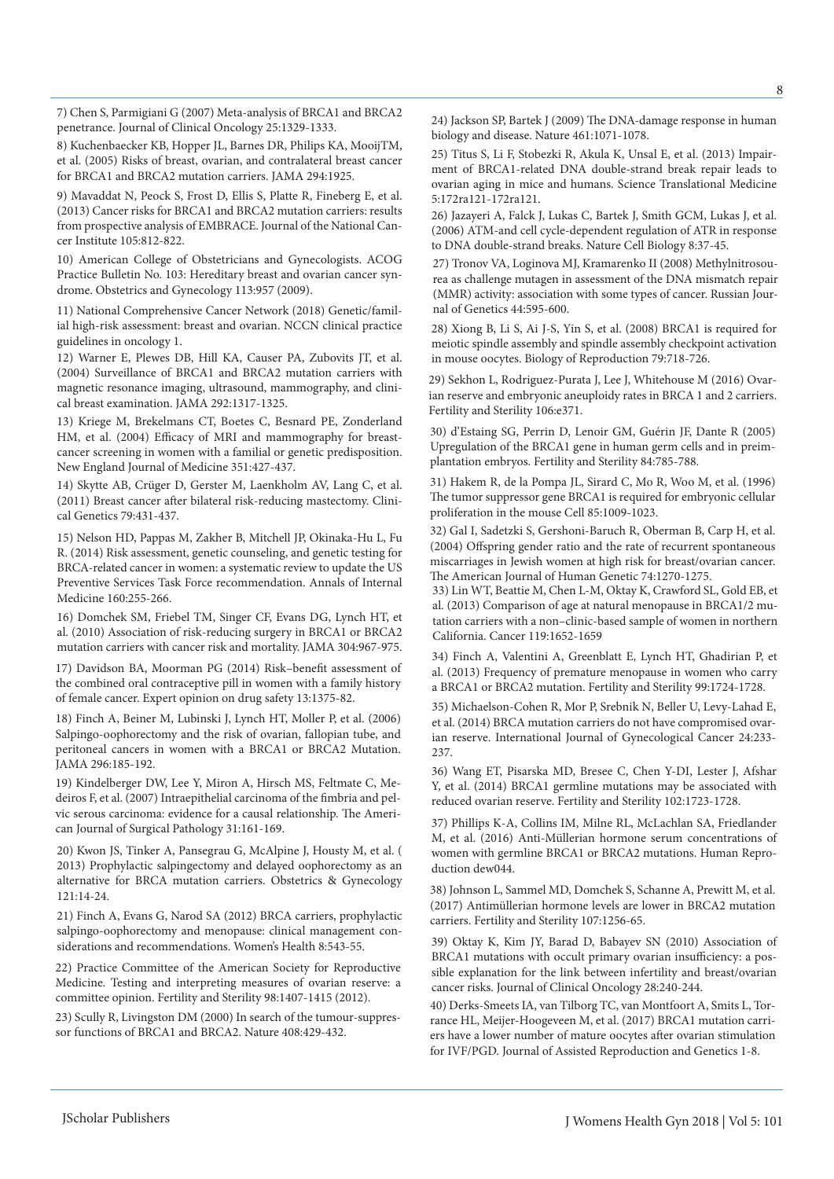7) Chen S, Parmigiani G (2007) Meta-analysis of BRCA1 and BRCA2 penetrance. Journal of Clinical Oncology 25:1329-1333.

8) Kuchenbaecker KB, Hopper JL, Barnes DR, Philips KA, MooijTM, et al. (2005) Risks of breast, ovarian, and contralateral breast cancer for BRCA1 and BRCA2 mutation carriers. JAMA 294:1925.

9) Mavaddat N, Peock S, Frost D, Ellis S, Platte R, Fineberg E, et al. (2013) Cancer risks for BRCA1 and BRCA2 mutation carriers: results from prospective analysis of EMBRACE. Journal of the National Cancer Institute 105:812-822.

10) American College of Obstetricians and Gynecologists. ACOG Practice Bulletin No. 103: Hereditary breast and ovarian cancer syndrome. Obstetrics and Gynecology 113:957 (2009).

11) National Comprehensive Cancer Network (2018) Genetic/familial high-risk assessment: breast and ovarian. NCCN clinical practice guidelines in oncology 1.

12) Warner E, Plewes DB, Hill KA, Causer PA, Zubovits JT, et al. (2004) Surveillance of BRCA1 and BRCA2 mutation carriers with magnetic resonance imaging, ultrasound, mammography, and clinical breast examination. JAMA 292:1317-1325.

13) Kriege M, Brekelmans CT, Boetes C, Besnard PE, Zonderland HM, et al. (2004) Efficacy of MRI and mammography for breast-cancer screening in women with a familial or genetic predisposition. New England Journal of Medicine 351:427-437.

14) Skytte AB, Crüger D, Gerster M, Laenkholm AV, Lang C, et al. (2011) Breast cancer after bilateral risk-reducing mastectomy. Clinical Genetics 79:431-437.

15) Nelson HD, Pappas M, Zakher B, Mitchell JP, Okinaka-Hu L, Fu R. (2014) Risk assessment, genetic counseling, and genetic testing for BRCA-related cancer in women: a systematic review to update the US Preventive Services Task Force recommendation. Annals of Internal Medicine 160:255-266.

16) Domchek SM, Friebel TM, Singer CF, Evans DG, Lynch HT, et al. (2010) Association of risk-reducing surgery in BRCA1 or BRCA2 mutation carriers with cancer risk and mortality. JAMA 304:967-975.

17) Davidson BA, Moorman PG (2014) Risk–benefit assessment of the combined oral contraceptive pill in women with a family history of female cancer. Expert opinion on drug safety 13:1375-82.

18) Finch A, Beiner M, Lubinski J, Lynch HT, Moller P, et al. (2006) Salpingo-oophorectomy and the risk of ovarian, fallopian tube, and peritoneal cancers in women with a BRCA1 or BRCA2 Mutation. JAMA 296:185-192.

19) Kindelberger DW, Lee Y, Miron A, Hirsch MS, Feltmate C, Medeiros F, et al. (2007) Intraepithelial carcinoma of the fimbria and pelvic serous carcinoma: evidence for a causal relationship. The American Journal of Surgical Pathology 31:161-169.

20) Kwon JS, Tinker A, Pansegrau G, McAlpine J, Housty M, et al. ( 2013) Prophylactic salpingectomy and delayed oophorectomy as an alternative for BRCA mutation carriers. Obstetrics & Gynecology 121:14-24.

21) Finch A, Evans G, Narod SA (2012) BRCA carriers, prophylactic salpingo-oophorectomy and menopause: clinical management considerations and recommendations. Women's Health 8:543-55.

22) Practice Committee of the American Society for Reproductive Medicine. Testing and interpreting measures of ovarian reserve: a committee opinion. Fertility and Sterility 98:1407-1415 (2012).

23) Scully R, Livingston DM (2000) In search of the tumour-suppressor functions of BRCA1 and BRCA2. Nature 408:429-432.

24) Jackson SP, Bartek J (2009) The DNA-damage response in human biology and disease. Nature 461:1071-1078.

25) Titus S, Li F, Stobezki R, Akula K, Unsal E, et al. (2013) Impairment of BRCA1-related DNA double-strand break repair leads to ovarian aging in mice and humans. Science Translational Medicine 5:172ra121-172ra121.

26) Jazayeri A, Falck J, Lukas C, Bartek J, Smith GCM, Lukas J, et al. (2006) ATM-and cell cycle-dependent regulation of ATR in response to DNA double-strand breaks. Nature Cell Biology 8:37-45.

27) Tronov VA, Loginova MJ, Kramarenko II (2008) Methylnitrosourea as challenge mutagen in assessment of the DNA mismatch repair (MMR) activity: association with some types of cancer. Russian Journal of Genetics 44:595-600.

28) Xiong B, Li S, Ai J-S, Yin S, et al. (2008) BRCA1 is required for meiotic spindle assembly and spindle assembly checkpoint activation in mouse oocytes. Biology of Reproduction 79:718-726.

29) Sekhon L, Rodriguez-Purata J, Lee J, Whitehouse M (2016) Ovarian reserve and embryonic aneuploidy rates in BRCA 1 and 2 carriers. Fertility and Sterility 106:e371.

30) d'Estaing SG, Perrin D, Lenoir GM, Guérin JF, Dante R (2005) Upregulation of the BRCA1 gene in human germ cells and in preimplantation embryos. Fertility and Sterility 84:785-788.

31) Hakem R, de la Pompa JL, Sirard C, Mo R, Woo M, et al. (1996) The tumor suppressor gene BRCA1 is required for embryonic cellular proliferation in the mouse Cell 85:1009-1023.

32) Gal I, Sadetzki S, Gershoni-Baruch R, Oberman B, Carp H, et al. (2004) Offspring gender ratio and the rate of recurrent spontaneous miscarriages in Jewish women at high risk for breast/ovarian cancer. The American Journal of Human Genetic 74:1270-1275.

33) Lin WT, Beattie M, Chen L-M, Oktay K, Crawford SL, Gold EB, et al. (2013) Comparison of age at natural menopause in BRCA1/2 mutation carriers with a non–clinic-based sample of women in northern California. Cancer 119:1652-1659

34) Finch A, Valentini A, Greenblatt E, Lynch HT, Ghadirian P, et al. (2013) Frequency of premature menopause in women who carry a BRCA1 or BRCA2 mutation. Fertility and Sterility 99:1724-1728.

35) Michaelson-Cohen R, Mor P, Srebnik N, Beller U, Levy-Lahad E, et al. (2014) BRCA mutation carriers do not have compromised ovarian reserve. International Journal of Gynecological Cancer 24:233-237.

36) Wang ET, Pisarska MD, Bresee C, Chen Y-DI, Lester J, Afshar Y, et al. (2014) BRCA1 germline mutations may be associated with reduced ovarian reserve. Fertility and Sterility 102:1723-1728.

37) Phillips K-A, Collins IM, Milne RL, McLachlan SA, Friedlander M, et al. (2016) Anti-Müllerian hormone serum concentrations of women with germline BRCA1 or BRCA2 mutations. Human Reproduction dew044.

38) Johnson L, Sammel MD, Domchek S, Schanne A, Prewitt M, et al. (2017) Antimüllerian hormone levels are lower in BRCA2 mutation carriers. Fertility and Sterility 107:1256-65.

39) Oktay K, Kim JY, Barad D, Babayev SN (2010) Association of BRCA1 mutations with occult primary ovarian insufficiency: a possible explanation for the link between infertility and breast/ovarian cancer risks. Journal of Clinical Oncology 28:240-244.

40) Derks-Smeets IA, van Tilborg TC, van Montfoort A, Smits L, Torrance HL, Meijer-Hoogeveen M, et al. (2017) BRCA1 mutation carriers have a lower number of mature oocytes after ovarian stimulation for IVF/PGD. Journal of Assisted Reproduction and Genetics 1-8.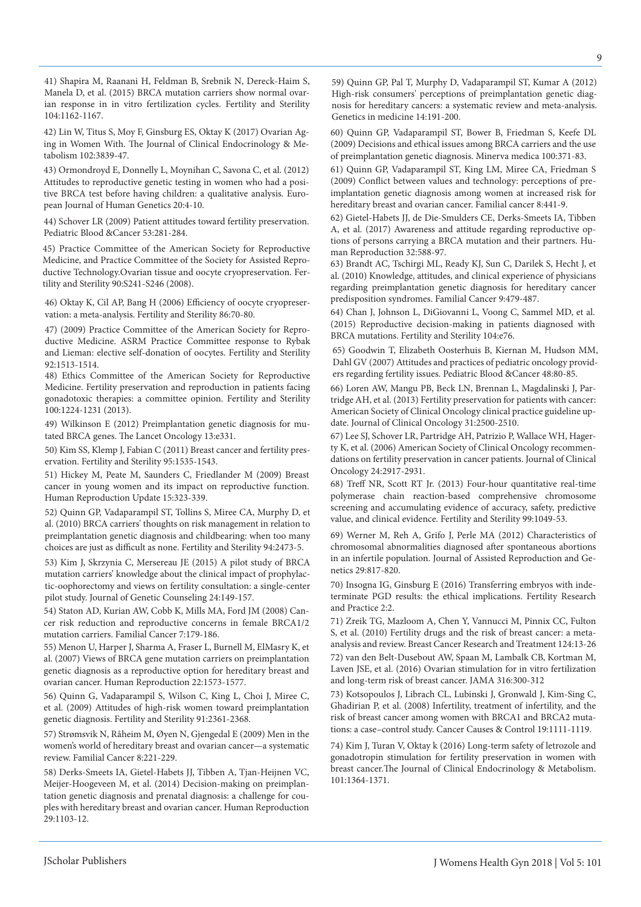41) Shapira M, Raanani H, Feldman B, Srebnik N, Dereck-Haim S, Manela D, et al. (2015) BRCA mutation carriers show normal ovarian response in in vitro fertilization cycles. Fertility and Sterility 104:1162-1167.

42) Lin W, Titus S, Moy F, Ginsburg ES, Oktay K (2017) Ovarian Aging in Women With. The Journal of Clinical Endocrinology & Metabolism 102:3839-47.

43) Ormondroyd E, Donnelly L, Moynihan C, Savona C, et al. (2012) Attitudes to reproductive genetic testing in women who had a positive BRCA test before having children: a qualitative analysis. European Journal of Human Genetics 20:4-10.

44) Schover LR (2009) Patient attitudes toward fertility preservation. Pediatric Blood &Cancer 53:281-284.

45) Practice Committee of the American Society for Reproductive Medicine, and Practice Committee of the Society for Assisted Reproductive Technology.Ovarian tissue and oocyte cryopreservation. Fertility and Sterility 90:S241-S246 (2008).

46) Oktay K, Cil AP, Bang H (2006) Efficiency of oocyte cryopreservation: a meta-analysis. Fertility and Sterility 86:70-80.

47) (2009) Practice Committee of the American Society for Reproductive Medicine. ASRM Practice Committee response to Rybak and Lieman: elective self-donation of oocytes. Fertility and Sterility 92:1513-1514.

48) Ethics Committee of the American Society for Reproductive Medicine. Fertility preservation and reproduction in patients facing gonadotoxic therapies: a committee opinion. Fertility and Sterility 100:1224-1231 (2013).

49) Wilkinson E (2012) Preimplantation genetic diagnosis for mutated BRCA genes. The Lancet Oncology 13:e331.

50) Kim SS, Klemp J, Fabian C (2011) Breast cancer and fertility preservation. Fertility and Sterility 95:1535-1543.

51) Hickey M, Peate M, Saunders C, Friedlander M (2009) Breast cancer in young women and its impact on reproductive function. Human Reproduction Update 15:323-339.

52) Quinn GP, Vadaparampil ST, Tollins S, Miree CA, Murphy D, et al. (2010) BRCA carriers' thoughts on risk management in relation to preimplantation genetic diagnosis and childbearing: when too many choices are just as difficult as none. Fertility and Sterility 94:2473-5.

53) Kim J, Skrzynia C, Mersereau JE (2015) A pilot study of BRCA mutation carriers' knowledge about the clinical impact of prophylactic-oophorectomy and views on fertility consultation: a single-center pilot study. Journal of Genetic Counseling 24:149-157.

54) Staton AD, Kurian AW, Cobb K, Mills MA, Ford JM (2008) Cancer risk reduction and reproductive concerns in female BRCA1/2 mutation carriers. Familial Cancer 7:179-186.

55) Menon U, Harper J, Sharma A, Fraser L, Burnell M, ElMasry K, et al. (2007) Views of BRCA gene mutation carriers on preimplantation genetic diagnosis as a reproductive option for hereditary breast and ovarian cancer. Human Reproduction 22:1573-1577.

56) Quinn G, Vadaparampil S, Wilson C, King L, Choi J, Miree C, et al. (2009) Attitudes of high-risk women toward preimplantation genetic diagnosis. Fertility and Sterility 91:2361-2368.

57) Strømsvik N, Råheim M, Øyen N, Gjengedal E (2009) Men in the women's world of hereditary breast and ovarian cancer—a systematic review. Familial Cancer 8:221-229.

58) Derks-Smeets IA, Gietel-Habets JJ, Tibben A, Tjan-Heijnen VC, Meijer-Hoogeveen M, et al. (2014) Decision-making on preimplantation genetic diagnosis and prenatal diagnosis: a challenge for couples with hereditary breast and ovarian cancer. Human Reproduction 29:1103-12.

59) Quinn GP, Pal T, Murphy D, Vadaparampil ST, Kumar A (2012) High-risk consumers' perceptions of preimplantation genetic diagnosis for hereditary cancers: a systematic review and meta-analysis. Genetics in medicine 14:191-200.

60) Quinn GP, Vadaparampil ST, Bower B, Friedman S, Keefe DL (2009) Decisions and ethical issues among BRCA carriers and the use of preimplantation genetic diagnosis. Minerva medica 100:371-83.

61) Quinn GP, Vadaparampil ST, King LM, Miree CA, Friedman S (2009) Conflict between values and technology: perceptions of preimplantation genetic diagnosis among women at increased risk for hereditary breast and ovarian cancer. Familial cancer 8:441-9.

62) Gietel-Habets JJ, de Die-Smulders CE, Derks-Smeets IA, Tibben A, et al. (2017) Awareness and attitude regarding reproductive options of persons carrying a BRCA mutation and their partners. Human Reproduction 32:588-97.

63) Brandt AC, Tschirgi ML, Ready KJ, Sun C, Darilek S, Hecht J, et al. (2010) Knowledge, attitudes, and clinical experience of physicians regarding preimplantation genetic diagnosis for hereditary cancer predisposition syndromes. Familial Cancer 9:479-487.

64) Chan J, Johnson L, DiGiovanni L, Voong C, Sammel MD, et al. (2015) Reproductive decision-making in patients diagnosed with BRCA mutations. Fertility and Sterility 104:e76.

65) Goodwin T, Elizabeth Oosterhuis B, Kiernan M, Hudson MM, Dahl GV (2007) Attitudes and practices of pediatric oncology providers regarding fertility issues. Pediatric Blood &Cancer 48:80-85.

66) Loren AW, Mangu PB, Beck LN, Brennan L, Magdalinski J, Partridge AH, et al. (2013) Fertility preservation for patients with cancer: American Society of Clinical Oncology clinical practice guideline update. Journal of Clinical Oncology 31:2500-2510.

67) Lee SJ, Schover LR, Partridge AH, Patrizio P, Wallace WH, Hagerty K, et al. (2006) American Society of Clinical Oncology recommendations on fertility preservation in cancer patients. Journal of Clinical Oncology 24:2917-2931.

68) Treff NR, Scott RT Jr. (2013) Four-hour quantitative real-time polymerase chain reaction-based comprehensive chromosome screening and accumulating evidence of accuracy, safety, predictive value, and clinical evidence. Fertility and Sterility 99:1049-53.

69) Werner M, Reh A, Grifo J, Perle MA (2012) Characteristics of chromosomal abnormalities diagnosed after spontaneous abortions in an infertile population. Journal of Assisted Reproduction and Genetics 29:817-820.

70) Insogna IG, Ginsburg E (2016) Transferring embryos with indeterminate PGD results: the ethical implications. Fertility Research and Practice 2:2.

71) Zreik TG, Mazloom A, Chen Y, Vannucci M, Pinnix CC, Fulton S, et al. (2010) Fertility drugs and the risk of breast cancer: a meta-analysis and review. Breast Cancer Research and Treatment 124:13-26

72) van den Belt-Dusebout AW, Spaan M, Lambalk CB, Kortman M, Laven JSE, et al. (2016) Ovarian stimulation for in vitro fertilization and long-term risk of breast cancer. JAMA 316:300-312

73) Kotsopoulos J, Librach CL, Lubinski J, Gronwald J, Kim-Sing C, Ghadirian P, et al. (2008) Infertility, treatment of infertility, and the risk of breast cancer among women with BRCA1 and BRCA2 mutations: a case–control study. Cancer Causes & Control 19:1111-1119.

74) Kim J, Turan V, Oktay k (2016) Long-term safety of letrozole and gonadotropin stimulation for fertility preservation in women with breast cancer.The Journal of Clinical Endocrinology & Metabolism. 101:1364-1371.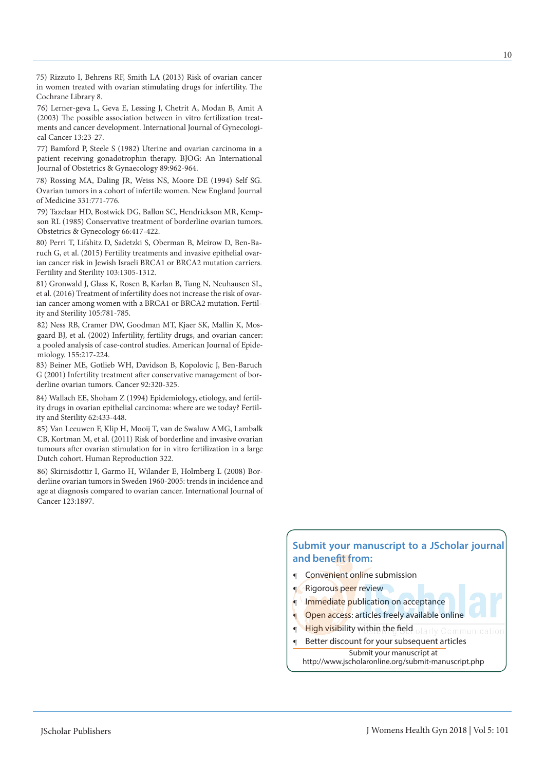75) Rizzuto I, Behrens RF, Smith LA (2013) Risk of ovarian cancer in women treated with ovarian stimulating drugs for infertility. The Cochrane Library 8.

76) Lerner-geva L, Geva E, Lessing J, Chetrit A, Modan B, Amit A (2003) The possible association between in vitro fertilization treatments and cancer development. International Journal of Gynecological Cancer 13:23-27.

77) Bamford P, Steele S (1982) Uterine and ovarian carcinoma in a patient receiving gonadotrophin therapy. BJOG: An International Journal of Obstetrics & Gynaecology 89:962-964.

78) Rossing MA, Daling JR, Weiss NS, Moore DE (1994) Self SG. Ovarian tumors in a cohort of infertile women. New England Journal of Medicine 331:771-776.

79) Tazelaar HD, Bostwick DG, Ballon SC, Hendrickson MR, Kempson RL (1985) Conservative treatment of borderline ovarian tumors. Obstetrics & Gynecology 66:417-422.

80) Perri T, Lifshitz D, Sadetzki S, Oberman B, Meirow D, Ben-Baruch G, et al. (2015) Fertility treatments and invasive epithelial ovarian cancer risk in Jewish Israeli BRCA1 or BRCA2 mutation carriers. Fertility and Sterility 103:1305-1312.

81) Gronwald J, Glass K, Rosen B, Karlan B, Tung N, Neuhausen SL, et al. (2016) Treatment of infertility does not increase the risk of ovarian cancer among women with a BRCA1 or BRCA2 mutation. Fertility and Sterility 105:781-785.

82) Ness RB, Cramer DW, Goodman MT, Kjaer SK, Mallin K, Mosgaard BJ, et al. (2002) Infertility, fertility drugs, and ovarian cancer: a pooled analysis of case-control studies. American Journal of Epidemiology. 155:217-224.

83) Beiner ME, Gotlieb WH, Davidson B, Kopolovic J, Ben-Baruch G (2001) Infertility treatment after conservative management of borderline ovarian tumors. Cancer 92:320-325.

84) Wallach EE, Shoham Z (1994) Epidemiology, etiology, and fertility drugs in ovarian epithelial carcinoma: where are we today? Fertility and Sterility 62:433-448.

85) Van Leeuwen F, Klip H, Mooij T, van de Swaluw AMG, Lambalk CB, Kortman M, et al. (2011) Risk of borderline and invasive ovarian tumours after ovarian stimulation for in vitro fertilization in a large Dutch cohort. Human Reproduction 322.

86) Skirnisdottir I, Garmo H, Wilander E, Holmberg L (2008) Borderline ovarian tumors in Sweden 1960-2005: trends in incidence and age at diagnosis compared to ovarian cancer. International Journal of Cancer 123:1897.

**Submit your manuscript to a JScholar journal and benefit from:**

- Convenient online submission
- Rigorous peer review
- Immediate publication on acceptance
- Open access: articles freely available online
- High visibility within the field
- Better discount for your subsequent articles

Submit your manuscript at
http://www.jscholaronline.org/submit-manuscript.php